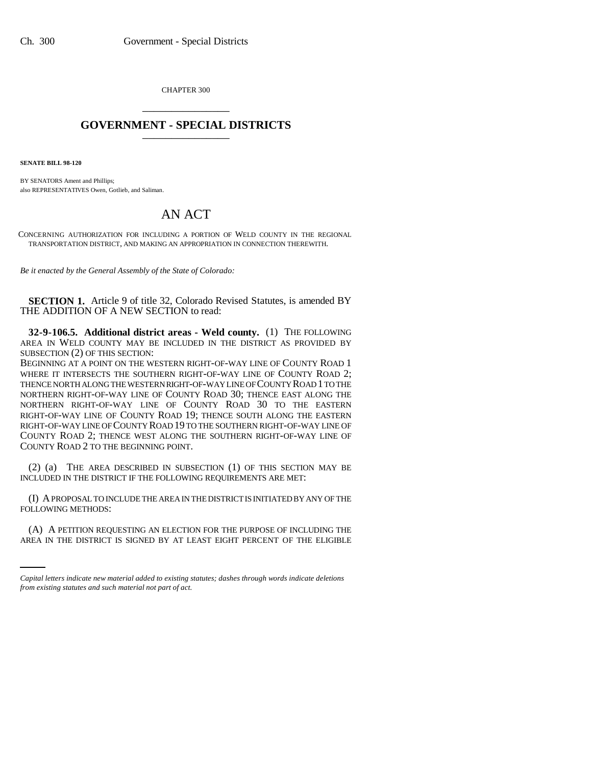CHAPTER 300

# GOVERNMENT - SPECIAL DISTRICTS

**SENATE BILL 98-120**

BY SENATORS Ament and Phillips;
also REPRESENTATIVES Owen, Gotlieb, and Saliman.

# AN ACT

CONCERNING AUTHORIZATION FOR INCLUDING A PORTION OF WELD COUNTY IN THE REGIONAL TRANSPORTATION DISTRICT, AND MAKING AN APPROPRIATION IN CONNECTION THEREWITH.

*Be it enacted by the General Assembly of the State of Colorado:*

**SECTION 1.** Article 9 of title 32, Colorado Revised Statutes, is amended BY THE ADDITION OF A NEW SECTION to read:

**32-9-106.5. Additional district areas - Weld county.** (1) THE FOLLOWING AREA IN WELD COUNTY MAY BE INCLUDED IN THE DISTRICT AS PROVIDED BY SUBSECTION (2) OF THIS SECTION:

BEGINNING AT A POINT ON THE WESTERN RIGHT-OF-WAY LINE OF COUNTY ROAD 1 WHERE IT INTERSECTS THE SOUTHERN RIGHT-OF-WAY LINE OF COUNTY ROAD 2; THENCE NORTH ALONG THE WESTERN RIGHT-OF-WAY LINE OF COUNTY ROAD 1 TO THE NORTHERN RIGHT-OF-WAY LINE OF COUNTY ROAD 30; THENCE EAST ALONG THE NORTHERN RIGHT-OF-WAY LINE OF COUNTY ROAD 30 TO THE EASTERN RIGHT-OF-WAY LINE OF COUNTY ROAD 19; THENCE SOUTH ALONG THE EASTERN RIGHT-OF-WAY LINE OF COUNTY ROAD 19 TO THE SOUTHERN RIGHT-OF-WAY LINE OF COUNTY ROAD 2; THENCE WEST ALONG THE SOUTHERN RIGHT-OF-WAY LINE OF COUNTY ROAD 2 TO THE BEGINNING POINT.

(2) (a) THE AREA DESCRIBED IN SUBSECTION (1) OF THIS SECTION MAY BE INCLUDED IN THE DISTRICT IF THE FOLLOWING REQUIREMENTS ARE MET:

(I) A PROPOSAL TO INCLUDE THE AREA IN THE DISTRICT IS INITIATED BY ANY OF THE FOLLOWING METHODS:

(A) A PETITION REQUESTING AN ELECTION FOR THE PURPOSE OF INCLUDING THE AREA IN THE DISTRICT IS SIGNED BY AT LEAST EIGHT PERCENT OF THE ELIGIBLE

*Capital letters indicate new material added to existing statutes; dashes through words indicate deletions from existing statutes and such material not part of act.*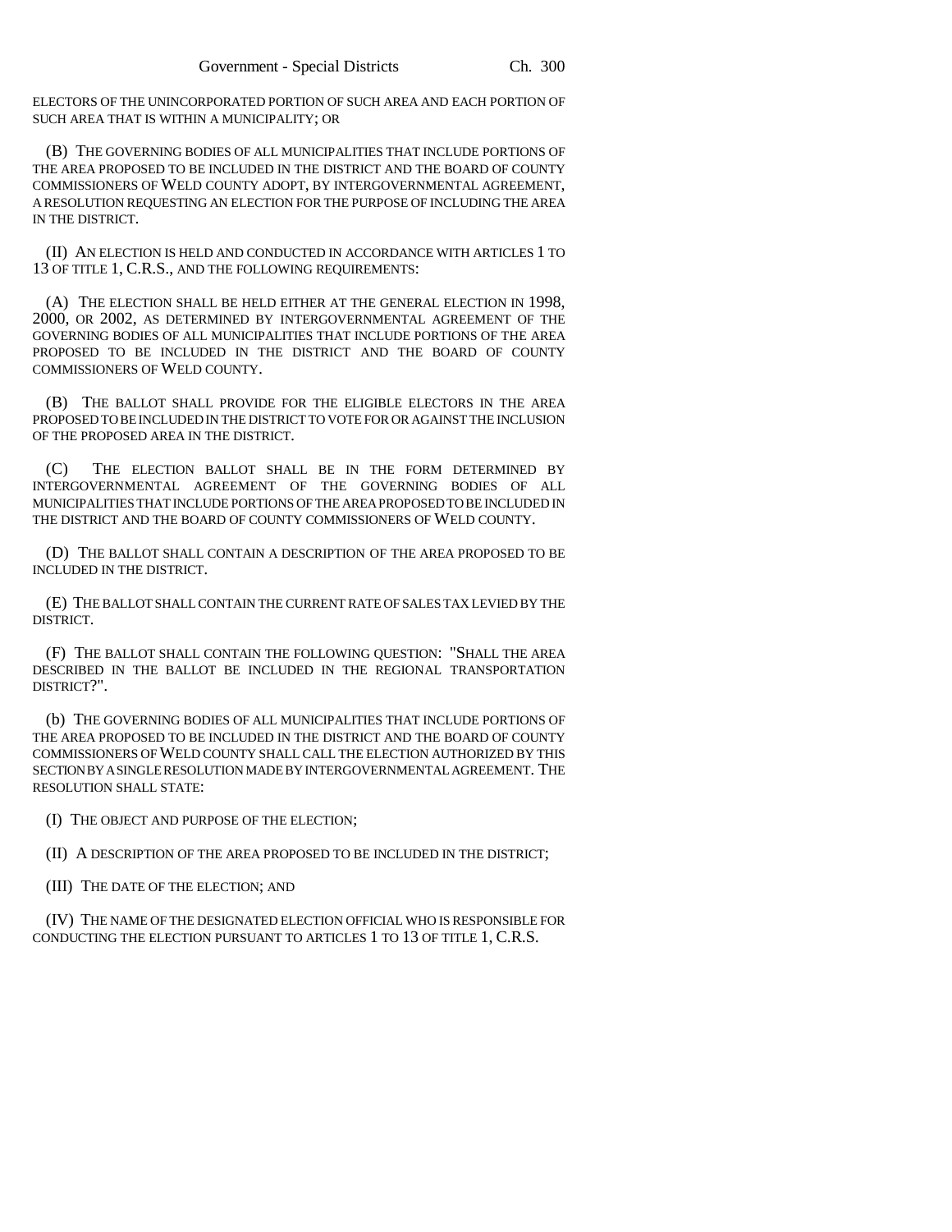ELECTORS OF THE UNINCORPORATED PORTION OF SUCH AREA AND EACH PORTION OF SUCH AREA THAT IS WITHIN A MUNICIPALITY; OR

(B) THE GOVERNING BODIES OF ALL MUNICIPALITIES THAT INCLUDE PORTIONS OF THE AREA PROPOSED TO BE INCLUDED IN THE DISTRICT AND THE BOARD OF COUNTY COMMISSIONERS OF WELD COUNTY ADOPT, BY INTERGOVERNMENTAL AGREEMENT, A RESOLUTION REQUESTING AN ELECTION FOR THE PURPOSE OF INCLUDING THE AREA IN THE DISTRICT.

(II) AN ELECTION IS HELD AND CONDUCTED IN ACCORDANCE WITH ARTICLES 1 TO 13 OF TITLE 1, C.R.S., AND THE FOLLOWING REQUIREMENTS:

(A) THE ELECTION SHALL BE HELD EITHER AT THE GENERAL ELECTION IN 1998, 2000, OR 2002, AS DETERMINED BY INTERGOVERNMENTAL AGREEMENT OF THE GOVERNING BODIES OF ALL MUNICIPALITIES THAT INCLUDE PORTIONS OF THE AREA PROPOSED TO BE INCLUDED IN THE DISTRICT AND THE BOARD OF COUNTY COMMISSIONERS OF WELD COUNTY.

(B) THE BALLOT SHALL PROVIDE FOR THE ELIGIBLE ELECTORS IN THE AREA PROPOSED TO BE INCLUDED IN THE DISTRICT TO VOTE FOR OR AGAINST THE INCLUSION OF THE PROPOSED AREA IN THE DISTRICT.

(C) THE ELECTION BALLOT SHALL BE IN THE FORM DETERMINED BY INTERGOVERNMENTAL AGREEMENT OF THE GOVERNING BODIES OF ALL MUNICIPALITIES THAT INCLUDE PORTIONS OF THE AREA PROPOSED TO BE INCLUDED IN THE DISTRICT AND THE BOARD OF COUNTY COMMISSIONERS OF WELD COUNTY.

(D) THE BALLOT SHALL CONTAIN A DESCRIPTION OF THE AREA PROPOSED TO BE INCLUDED IN THE DISTRICT.

(E) THE BALLOT SHALL CONTAIN THE CURRENT RATE OF SALES TAX LEVIED BY THE DISTRICT.

(F) THE BALLOT SHALL CONTAIN THE FOLLOWING QUESTION: "SHALL THE AREA DESCRIBED IN THE BALLOT BE INCLUDED IN THE REGIONAL TRANSPORTATION DISTRICT?".

(b) THE GOVERNING BODIES OF ALL MUNICIPALITIES THAT INCLUDE PORTIONS OF THE AREA PROPOSED TO BE INCLUDED IN THE DISTRICT AND THE BOARD OF COUNTY COMMISSIONERS OF WELD COUNTY SHALL CALL THE ELECTION AUTHORIZED BY THIS SECTION BY A SINGLE RESOLUTION MADE BY INTERGOVERNMENTAL AGREEMENT. THE RESOLUTION SHALL STATE:

(I) THE OBJECT AND PURPOSE OF THE ELECTION;

(II) A DESCRIPTION OF THE AREA PROPOSED TO BE INCLUDED IN THE DISTRICT;

(III) THE DATE OF THE ELECTION; AND

(IV) THE NAME OF THE DESIGNATED ELECTION OFFICIAL WHO IS RESPONSIBLE FOR CONDUCTING THE ELECTION PURSUANT TO ARTICLES 1 TO 13 OF TITLE 1, C.R.S.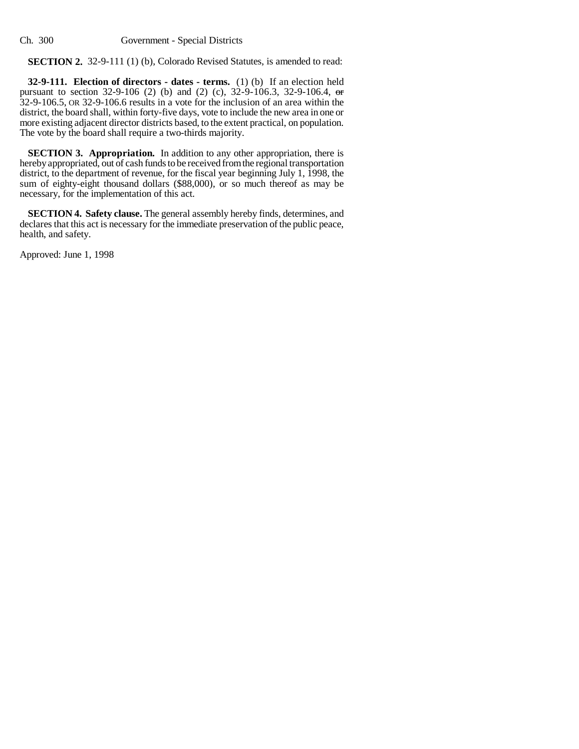**SECTION 2.** 32-9-111 (1) (b), Colorado Revised Statutes, is amended to read:

**32-9-111. Election of directors - dates - terms.** (1) (b) If an election held pursuant to section 32-9-106 (2) (b) and (2) (c), 32-9-106.3, 32-9-106.4, ~~or~~ 32-9-106.5, OR 32-9-106.6 results in a vote for the inclusion of an area within the district, the board shall, within forty-five days, vote to include the new area in one or more existing adjacent director districts based, to the extent practical, on population. The vote by the board shall require a two-thirds majority.

**SECTION 3. Appropriation.** In addition to any other appropriation, there is hereby appropriated, out of cash funds to be received from the regional transportation district, to the department of revenue, for the fiscal year beginning July 1, 1998, the sum of eighty-eight thousand dollars ($88,000), or so much thereof as may be necessary, for the implementation of this act.

**SECTION 4. Safety clause.** The general assembly hereby finds, determines, and declares that this act is necessary for the immediate preservation of the public peace, health, and safety.

Approved: June 1, 1998